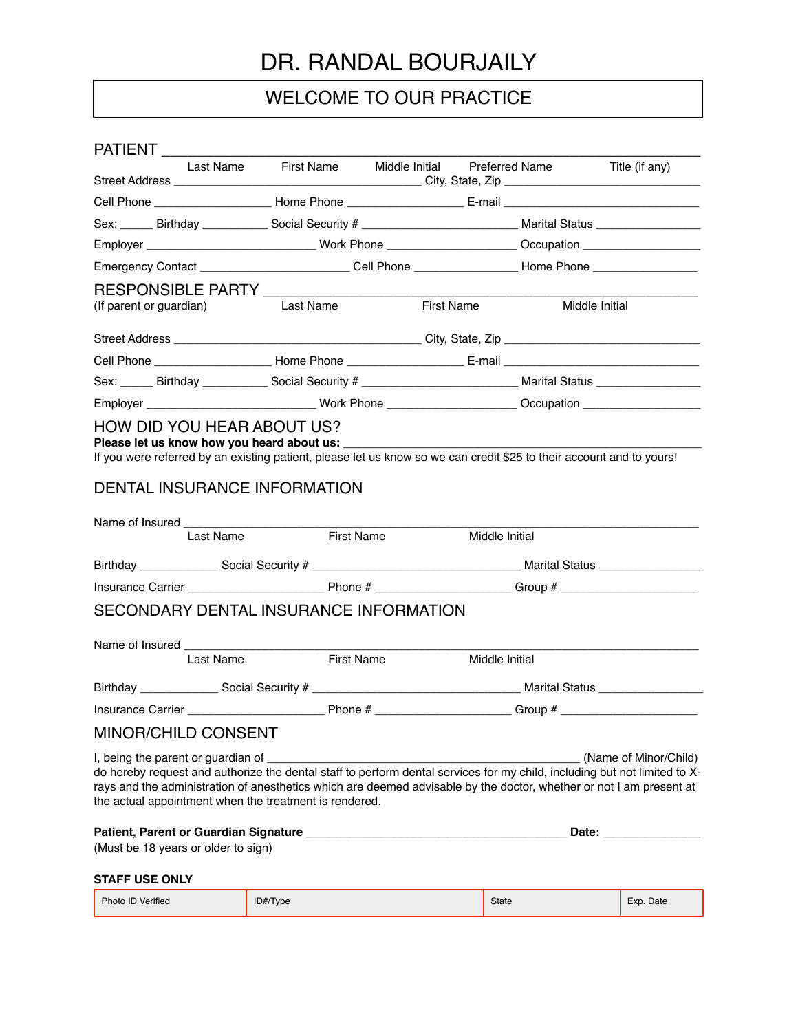# DR. RANDAL BOURJAILY

## WELCOME TO OUR PRACTICE

## PATIENT

PATIENT ______________________________________________________________
Last Name First Name Middle Initial Preferred Name Title (if any)

Street Address ________________________________ City, State, Zip ________________________

Cell Phone ________________ Home Phone ________________ E-mail ________________________

Sex: _____ Birthday __________ Social Security # ____________________ Marital Status ______________

Employer ______________________ Work Phone __________________ Occupation ________________

Emergency Contact ____________________ Cell Phone ______________ Home Phone ______________

## RESPONSIBLE PARTY

RESPONSIBLE PARTY ______________________________________________________________
(If parent or guardian) Last Name First Name Middle Initial

Street Address ________________________________ City, State, Zip ________________________

Cell Phone ________________ Home Phone ________________ E-mail ________________________

Sex: _____ Birthday __________ Social Security # ____________________ Marital Status ______________

Employer ______________________ Work Phone __________________ Occupation ________________

## HOW DID YOU HEAR ABOUT US?

**Please let us know how you heard about us:** ______________________________________________

If you were referred by an existing patient, please let us know so we can credit $25 to their account and to yours!

## DENTAL INSURANCE INFORMATION

Name of Insured ______________________________________________________________
Last Name First Name Middle Initial

Birthday ____________ Social Security # ____________________________ Marital Status ______________

Insurance Carrier __________________ Phone # __________________ Group # __________________

## SECONDARY DENTAL INSURANCE INFORMATION

Name of Insured ______________________________________________________________
Last Name First Name Middle Initial

Birthday ____________ Social Security # ____________________________ Marital Status ______________

Insurance Carrier __________________ Phone # __________________ Group # __________________

## MINOR/CHILD CONSENT

I, being the parent or guardian of ______________________________________________ (Name of Minor/Child) do hereby request and authorize the dental staff to perform dental services for my child, including but not limited to X-rays and the administration of anesthetics which are deemed advisable by the doctor, whether or not I am present at the actual appointment when the treatment is rendered.

**Patient, Parent or Guardian Signature** ____________________________________ **Date:** ______________
(Must be 18 years or older to sign)

**STAFF USE ONLY**

| Photo ID Verified | ID#/Type | State | Exp. Date |
|---|---|---|---|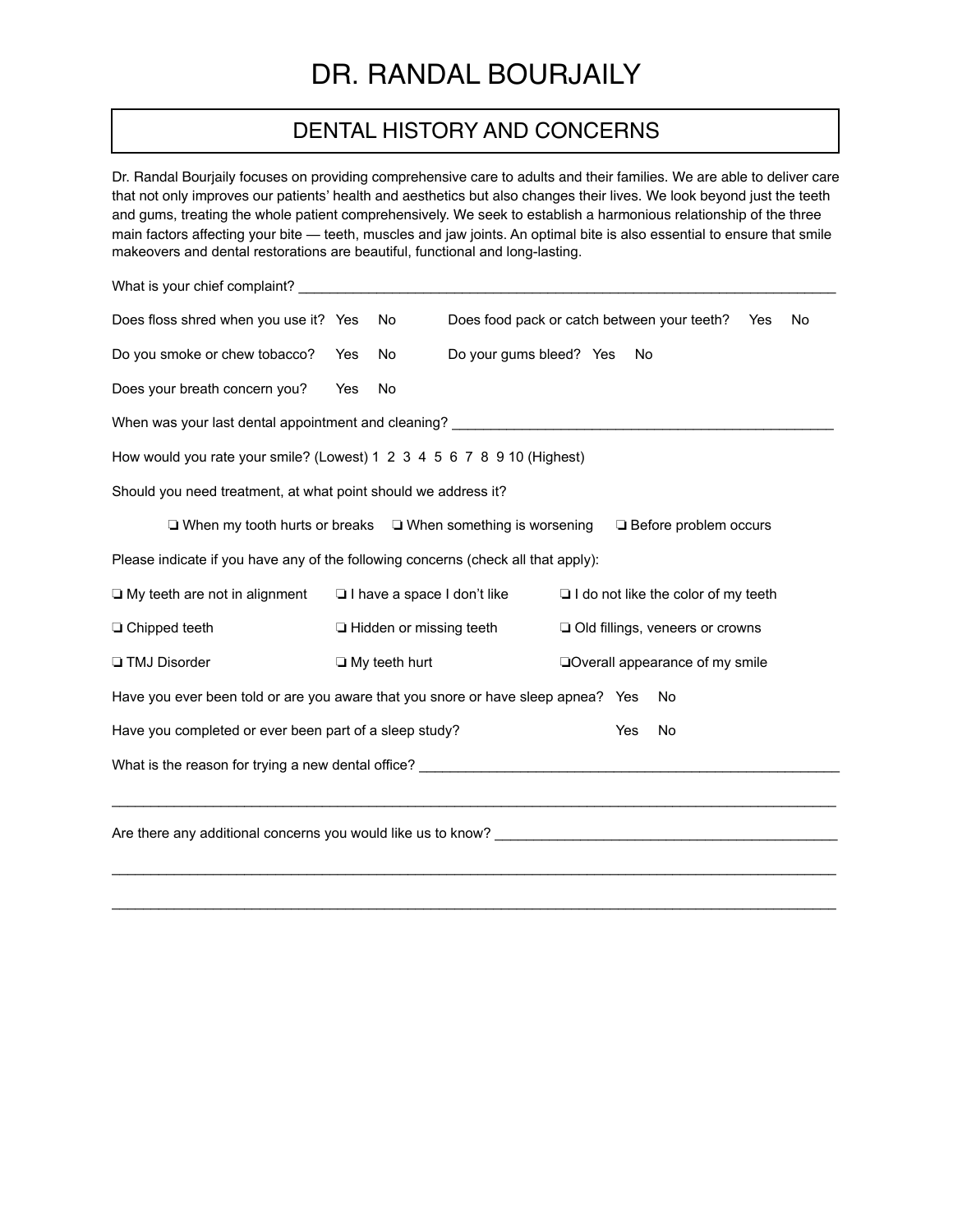# DR. RANDAL BOURJAILY

## DENTAL HISTORY AND CONCERNS

Dr. Randal Bourjaily focuses on providing comprehensive care to adults and their families. We are able to deliver care that not only improves our patients' health and aesthetics but also changes their lives. We look beyond just the teeth and gums, treating the whole patient comprehensively. We seek to establish a harmonious relationship of the three main factors affecting your bite — teeth, muscles and jaw joints. An optimal bite is also essential to ensure that smile makeovers and dental restorations are beautiful, functional and long-lasting.

What is your chief complaint? ______________________________________________________________________

Does floss shred when you use it? Yes No     Does food pack or catch between your teeth? Yes No

Do you smoke or chew tobacco? Yes No     Do your gums bleed? Yes No

Does your breath concern you? Yes No

When was your last dental appointment and cleaning? ________________________________________________

How would you rate your smile? (Lowest) 1 2 3 4 5 6 7 8 9 10 (Highest)

Should you need treatment, at what point should we address it?

❑ When my tooth hurts or breaks   ❑ When something is worsening   ❑ Before problem occurs

Please indicate if you have any of the following concerns (check all that apply):

❑ My teeth are not in alignment   ❑ I have a space I don't like   ❑ I do not like the color of my teeth

❑ Chipped teeth   ❑ Hidden or missing teeth   ❑ Old fillings, veneers or crowns

❑ TMJ Disorder   ❑ My teeth hurt   ❑Overall appearance of my smile

Have you ever been told or are you aware that you snore or have sleep apnea? Yes No

Have you completed or ever been part of a sleep study? Yes No

What is the reason for trying a new dental office? ______________________________________________________

______________________________________________________________________________________________

Are there any additional concerns you would like us to know? ____________________________________________

______________________________________________________________________________________________

______________________________________________________________________________________________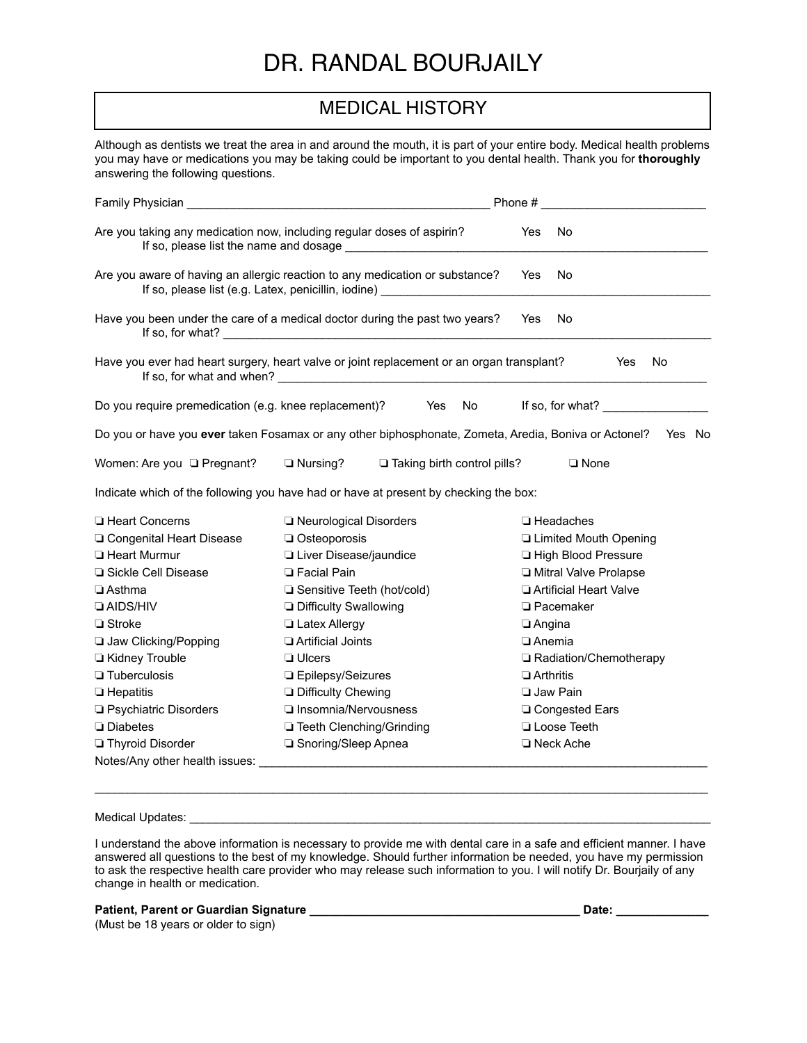# DR. RANDAL BOURJAILY

## MEDICAL HISTORY

Although as dentists we treat the area in and around the mouth, it is part of your entire body. Medical health problems you may have or medications you may be taking could be important to you dental health. Thank you for **thoroughly** answering the following questions.

Family Physician _______________________________________________ Phone # _________________________

Are you taking any medication now, including regular doses of aspirin? Yes No
If so, please list the name and dosage ___________________________________________________________

Are you aware of having an allergic reaction to any medication or substance? Yes No
If so, please list (e.g. Latex, penicillin, iodine) ____________________________________________________

Have you been under the care of a medical doctor during the past two years? Yes No
If so, for what? ______________________________________________________________________________

Have you ever had heart surgery, heart valve or joint replacement or an organ transplant? Yes No
If so, for what and when? _____________________________________________________________________

Do you require premedication (e.g. knee replacement)? Yes No If so, for what? ________________

Do you or have you **ever** taken Fosamax or any other biphosphonate, Zometa, Aredia, Boniva or Actonel? Yes No

Women: Are you ❏ Pregnant? ❏ Nursing? ❏ Taking birth control pills? ❏ None

Indicate which of the following you have had or have at present by checking the box:

| | | |
|---|---|---|
| ❏ Heart Concerns | ❏ Neurological Disorders | ❏ Headaches |
| ❏ Congenital Heart Disease | ❏ Osteoporosis | ❏ Limited Mouth Opening |
| ❏ Heart Murmur | ❏ Liver Disease/jaundice | ❏ High Blood Pressure |
| ❏ Sickle Cell Disease | ❏ Facial Pain | ❏ Mitral Valve Prolapse |
| ❏ Asthma | ❏ Sensitive Teeth (hot/cold) | ❏ Artificial Heart Valve |
| ❏ AIDS/HIV | ❏ Difficulty Swallowing | ❏ Pacemaker |
| ❏ Stroke | ❏ Latex Allergy | ❏ Angina |
| ❏ Jaw Clicking/Popping | ❏ Artificial Joints | ❏ Anemia |
| ❏ Kidney Trouble | ❏ Ulcers | ❏ Radiation/Chemotherapy |
| ❏ Tuberculosis | ❏ Epilepsy/Seizures | ❏ Arthritis |
| ❏ Hepatitis | ❏ Difficulty Chewing | ❏ Jaw Pain |
| ❏ Psychiatric Disorders | ❏ Insomnia/Nervousness | ❏ Congested Ears |
| ❏ Diabetes | ❏ Teeth Clenching/Grinding | ❏ Loose Teeth |
| ❏ Thyroid Disorder | ❏ Snoring/Sleep Apnea | ❏ Neck Ache |

Notes/Any other health issues: _______________________________________________________________________

_____________________________________________________________________________________________

Medical Updates: ______________________________________________________________________________

I understand the above information is necessary to provide me with dental care in a safe and efficient manner. I have answered all questions to the best of my knowledge. Should further information be needed, you have my permission to ask the respective health care provider who may release such information to you. I will notify Dr. Bourjaily of any change in health or medication.

**Patient, Parent or Guardian Signature _________________________________________ Date: ______________**
(Must be 18 years or older to sign)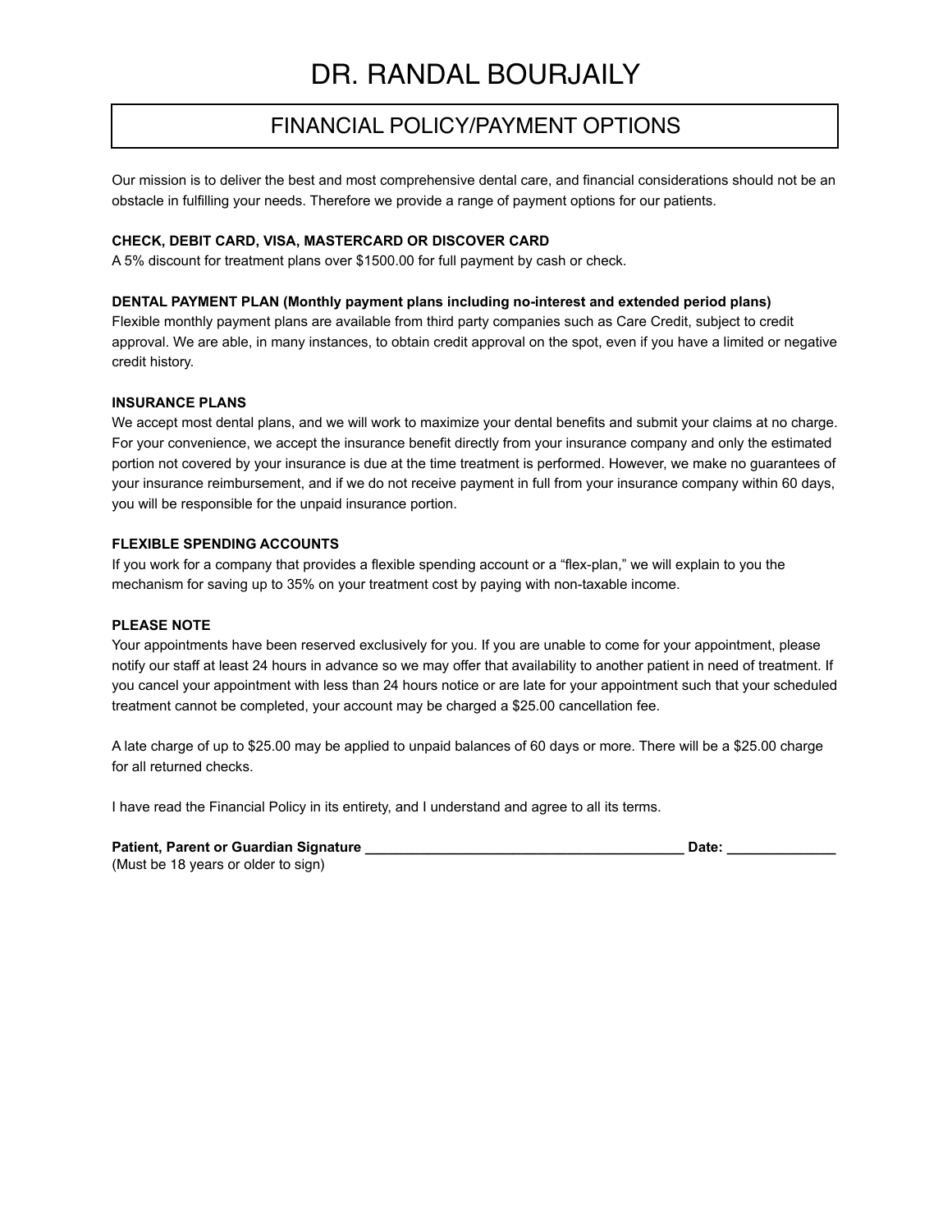# DR. RANDAL BOURJAILY

## FINANCIAL POLICY/PAYMENT OPTIONS

Our mission is to deliver the best and most comprehensive dental care, and financial considerations should not be an obstacle in fulfilling your needs. Therefore we provide a range of payment options for our patients.

**CHECK, DEBIT CARD, VISA, MASTERCARD OR DISCOVER CARD**
A 5% discount for treatment plans over $1500.00 for full payment by cash or check.

**DENTAL PAYMENT PLAN (Monthly payment plans including no-interest and extended period plans)**
Flexible monthly payment plans are available from third party companies such as Care Credit, subject to credit approval. We are able, in many instances, to obtain credit approval on the spot, even if you have a limited or negative credit history.

**INSURANCE PLANS**
We accept most dental plans, and we will work to maximize your dental benefits and submit your claims at no charge. For your convenience, we accept the insurance benefit directly from your insurance company and only the estimated portion not covered by your insurance is due at the time treatment is performed. However, we make no guarantees of your insurance reimbursement, and if we do not receive payment in full from your insurance company within 60 days, you will be responsible for the unpaid insurance portion.

**FLEXIBLE SPENDING ACCOUNTS**
If you work for a company that provides a flexible spending account or a "flex-plan," we will explain to you the mechanism for saving up to 35% on your treatment cost by paying with non-taxable income.

**PLEASE NOTE**
Your appointments have been reserved exclusively for you. If you are unable to come for your appointment, please notify our staff at least 24 hours in advance so we may offer that availability to another patient in need of treatment. If you cancel your appointment with less than 24 hours notice or are late for your appointment such that your scheduled treatment cannot be completed, your account may be charged a $25.00 cancellation fee.

A late charge of up to $25.00 may be applied to unpaid balances of 60 days or more. There will be a $25.00 charge for all returned checks.

I have read the Financial Policy in its entirety, and I understand and agree to all its terms.

**Patient, Parent or Guardian Signature** ________________________________________ **Date:** ______________
(Must be 18 years or older to sign)